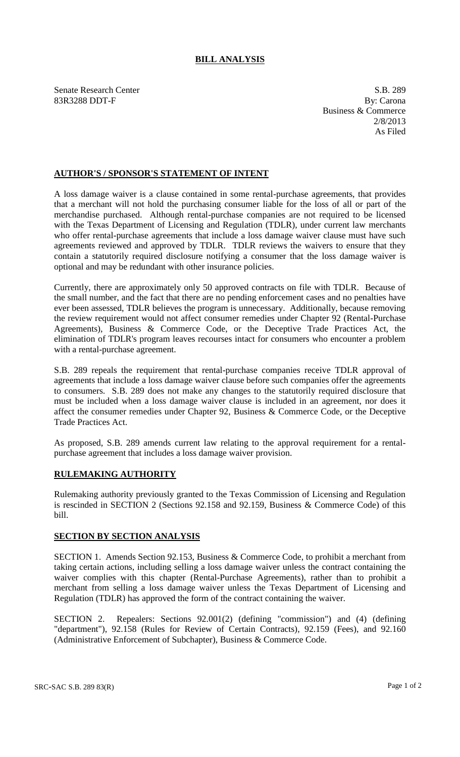# BILL ANALYSIS

Senate Research Center
83R3288 DDT-F

S.B. 289
By: Carona
Business & Commerce
2/8/2013
As Filed

## AUTHOR'S / SPONSOR'S STATEMENT OF INTENT

A loss damage waiver is a clause contained in some rental-purchase agreements, that provides that a merchant will not hold the purchasing consumer liable for the loss of all or part of the merchandise purchased. Although rental-purchase companies are not required to be licensed with the Texas Department of Licensing and Regulation (TDLR), under current law merchants who offer rental-purchase agreements that include a loss damage waiver clause must have such agreements reviewed and approved by TDLR. TDLR reviews the waivers to ensure that they contain a statutorily required disclosure notifying a consumer that the loss damage waiver is optional and may be redundant with other insurance policies.

Currently, there are approximately only 50 approved contracts on file with TDLR. Because of the small number, and the fact that there are no pending enforcement cases and no penalties have ever been assessed, TDLR believes the program is unnecessary. Additionally, because removing the review requirement would not affect consumer remedies under Chapter 92 (Rental-Purchase Agreements), Business & Commerce Code, or the Deceptive Trade Practices Act, the elimination of TDLR's program leaves recourses intact for consumers who encounter a problem with a rental-purchase agreement.

S.B. 289 repeals the requirement that rental-purchase companies receive TDLR approval of agreements that include a loss damage waiver clause before such companies offer the agreements to consumers. S.B. 289 does not make any changes to the statutorily required disclosure that must be included when a loss damage waiver clause is included in an agreement, nor does it affect the consumer remedies under Chapter 92, Business & Commerce Code, or the Deceptive Trade Practices Act.

As proposed, S.B. 289 amends current law relating to the approval requirement for a rental-purchase agreement that includes a loss damage waiver provision.

## RULEMAKING AUTHORITY

Rulemaking authority previously granted to the Texas Commission of Licensing and Regulation is rescinded in SECTION 2 (Sections 92.158 and 92.159, Business & Commerce Code) of this bill.

## SECTION BY SECTION ANALYSIS

SECTION 1. Amends Section 92.153, Business & Commerce Code, to prohibit a merchant from taking certain actions, including selling a loss damage waiver unless the contract containing the waiver complies with this chapter (Rental-Purchase Agreements), rather than to prohibit a merchant from selling a loss damage waiver unless the Texas Department of Licensing and Regulation (TDLR) has approved the form of the contract containing the waiver.

SECTION 2. Repealers: Sections 92.001(2) (defining "commission") and (4) (defining "department"), 92.158 (Rules for Review of Certain Contracts), 92.159 (Fees), and 92.160 (Administrative Enforcement of Subchapter), Business & Commerce Code.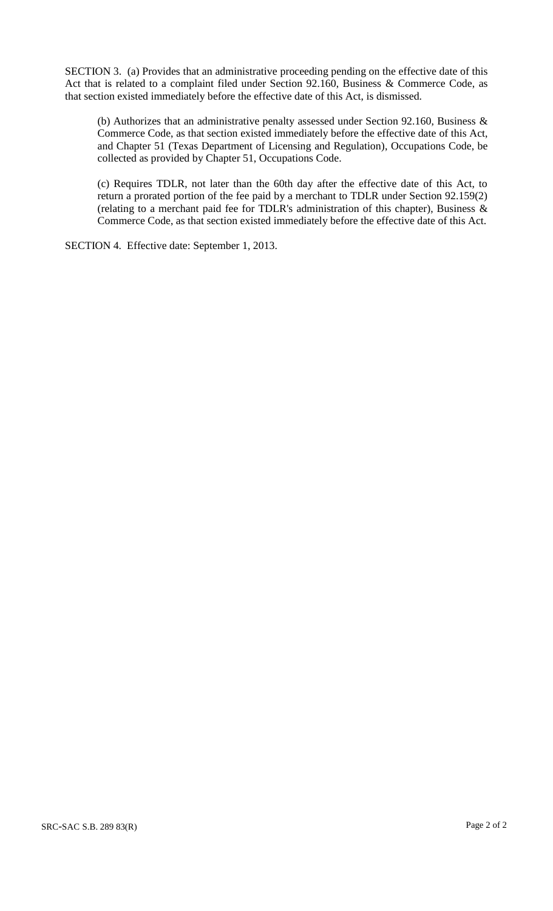SECTION 3. (a) Provides that an administrative proceeding pending on the effective date of this Act that is related to a complaint filed under Section 92.160, Business & Commerce Code, as that section existed immediately before the effective date of this Act, is dismissed.

(b) Authorizes that an administrative penalty assessed under Section 92.160, Business & Commerce Code, as that section existed immediately before the effective date of this Act, and Chapter 51 (Texas Department of Licensing and Regulation), Occupations Code, be collected as provided by Chapter 51, Occupations Code.

(c) Requires TDLR, not later than the 60th day after the effective date of this Act, to return a prorated portion of the fee paid by a merchant to TDLR under Section 92.159(2) (relating to a merchant paid fee for TDLR's administration of this chapter), Business & Commerce Code, as that section existed immediately before the effective date of this Act.

SECTION 4. Effective date: September 1, 2013.

SRC-SAC S.B. 289 83(R)